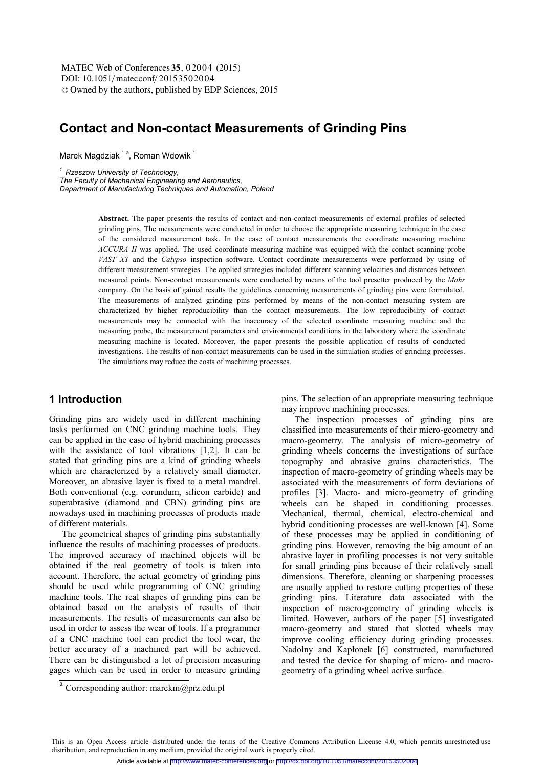# Contact and Non-contact Measurements of Grinding Pins

Marek Magdziak [1,a], Roman Wdowik [1]

[1] *Rzeszow University of Technology, The Faculty of Mechanical Engineering and Aeronautics, Department of Manufacturing Techniques and Automation, Poland*

**Abstract.** The paper presents the results of contact and non-contact measurements of external profiles of selected grinding pins. The measurements were conducted in order to choose the appropriate measuring technique in the case of the considered measurement task. In the case of contact measurements the coordinate measuring machine *ACCURA II* was applied. The used coordinate measuring machine was equipped with the contact scanning probe *VAST XT* and the *Calypso* inspection software. Contact coordinate measurements were performed by using of different measurement strategies. The applied strategies included different scanning velocities and distances between measured points. Non-contact measurements were conducted by means of the tool presetter produced by the *Mahr* company. On the basis of gained results the guidelines concerning measurements of grinding pins were formulated. The measurements of analyzed grinding pins performed by means of the non-contact measuring system are characterized by higher reproducibility than the contact measurements. The low reproducibility of contact measurements may be connected with the inaccuracy of the selected coordinate measuring machine and the measuring probe, the measurement parameters and environmental conditions in the laboratory where the coordinate measuring machine is located. Moreover, the paper presents the possible application of results of conducted investigations. The results of non-contact measurements can be used in the simulation studies of grinding processes. The simulations may reduce the costs of machining processes.

## 1 Introduction

Grinding pins are widely used in different machining tasks performed on CNC grinding machine tools. They can be applied in the case of hybrid machining processes with the assistance of tool vibrations [1,2]. It can be stated that grinding pins are a kind of grinding wheels which are characterized by a relatively small diameter. Moreover, an abrasive layer is fixed to a metal mandrel. Both conventional (e.g. corundum, silicon carbide) and superabrasive (diamond and CBN) grinding pins are nowadays used in machining processes of products made of different materials.

The geometrical shapes of grinding pins substantially influence the results of machining processes of products. The improved accuracy of machined objects will be obtained if the real geometry of tools is taken into account. Therefore, the actual geometry of grinding pins should be used while programming of CNC grinding machine tools. The real shapes of grinding pins can be obtained based on the analysis of results of their measurements. The results of measurements can also be used in order to assess the wear of tools. If a programmer of a CNC machine tool can predict the tool wear, the better accuracy of a machined part will be achieved. There can be distinguished a lot of precision measuring gages which can be used in order to measure grinding pins. The selection of an appropriate measuring technique may improve machining processes.

The inspection processes of grinding pins are classified into measurements of their micro-geometry and macro-geometry. The analysis of micro-geometry of grinding wheels concerns the investigations of surface topography and abrasive grains characteristics. The inspection of macro-geometry of grinding wheels may be associated with the measurements of form deviations of profiles [3]. Macro- and micro-geometry of grinding wheels can be shaped in conditioning processes. Mechanical, thermal, chemical, electro-chemical and hybrid conditioning processes are well-known [4]. Some of these processes may be applied in conditioning of grinding pins. However, removing the big amount of an abrasive layer in profiling processes is not very suitable for small grinding pins because of their relatively small dimensions. Therefore, cleaning or sharpening processes are usually applied to restore cutting properties of these grinding pins. Literature data associated with the inspection of macro-geometry of grinding wheels is limited. However, authors of the paper [5] investigated macro-geometry and stated that slotted wheels may improve cooling efficiency during grinding processes. Nadolny and Kapłonek [6] constructed, manufactured and tested the device for shaping of micro- and macro-geometry of a grinding wheel active surface.

[a] Corresponding author: marekm@prz.edu.pl

This is an Open Access article distributed under the terms of the Creative Commons Attribution License 4.0, which permits unrestricted use distribution, and reproduction in any medium, provided the original work is properly cited.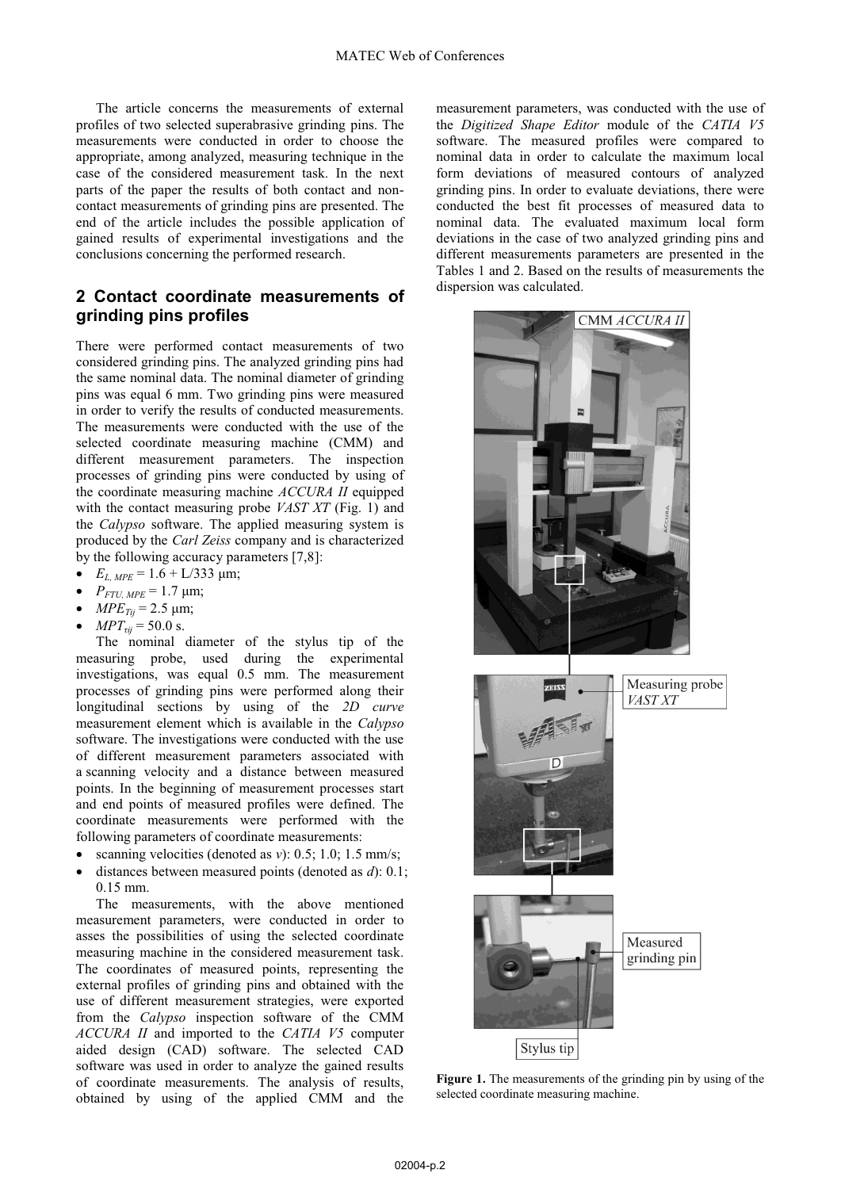The article concerns the measurements of external profiles of two selected superabrasive grinding pins. The measurements were conducted in order to choose the appropriate, among analyzed, measuring technique in the case of the considered measurement task. In the next parts of the paper the results of both contact and non-contact measurements of grinding pins are presented. The end of the article includes the possible application of gained results of experimental investigations and the conclusions concerning the performed research.

## 2 Contact coordinate measurements of grinding pins profiles

There were performed contact measurements of two considered grinding pins. The analyzed grinding pins had the same nominal data. The nominal diameter of grinding pins was equal 6 mm. Two grinding pins were measured in order to verify the results of conducted measurements. The measurements were conducted with the use of the selected coordinate measuring machine (CMM) and different measurement parameters. The inspection processes of grinding pins were conducted by using of the coordinate measuring machine *ACCURA II* equipped with the contact measuring probe *VAST XT* (Fig. 1) and the *Calypso* software. The applied measuring system is produced by the *Carl Zeiss* company and is characterized by the following accuracy parameters [7,8]:

- $E_{L,\,MPE}$ = 1.6 + L/333 μm;
- $P_{FTU,\,MPE}$ = 1.7 μm;
- $MPE_{Tij}$ = 2.5 μm;
- $MPT_{\tau ij}$ = 50.0 s.

The nominal diameter of the stylus tip of the measuring probe, used during the experimental investigations, was equal 0.5 mm. The measurement processes of grinding pins were performed along their longitudinal sections by using of the *2D curve* measurement element which is available in the *Calypso* software. The investigations were conducted with the use of different measurement parameters associated with a scanning velocity and a distance between measured points. In the beginning of measurement processes start and end points of measured profiles were defined. The coordinate measurements were performed with the following parameters of coordinate measurements:

- scanning velocities (denoted as $v$): 0.5; 1.0; 1.5 mm/s;
- distances between measured points (denoted as $d$): 0.1; 0.15 mm.

The measurements, with the above mentioned measurement parameters, were conducted in order to asses the possibilities of using the selected coordinate measuring machine in the considered measurement task. The coordinates of measured points, representing the external profiles of grinding pins and obtained with the use of different measurement strategies, were exported from the *Calypso* inspection software of the CMM *ACCURA II* and imported to the *CATIA V5* computer aided design (CAD) software. The selected CAD software was used in order to analyze the gained results of coordinate measurements. The analysis of results, obtained by using of the applied CMM and the measurement parameters, was conducted with the use of the *Digitized Shape Editor* module of the *CATIA V5* software. The measured profiles were compared to nominal data in order to calculate the maximum local form deviations of measured contours of analyzed grinding pins. In order to evaluate deviations, there were conducted the best fit processes of measured data to nominal data. The evaluated maximum local form deviations in the case of two analyzed grinding pins and different measurements parameters are presented in the Tables 1 and 2. Based on the results of measurements the dispersion was calculated.

**Figure 1.** The measurements of the grinding pin by using of the selected coordinate measuring machine.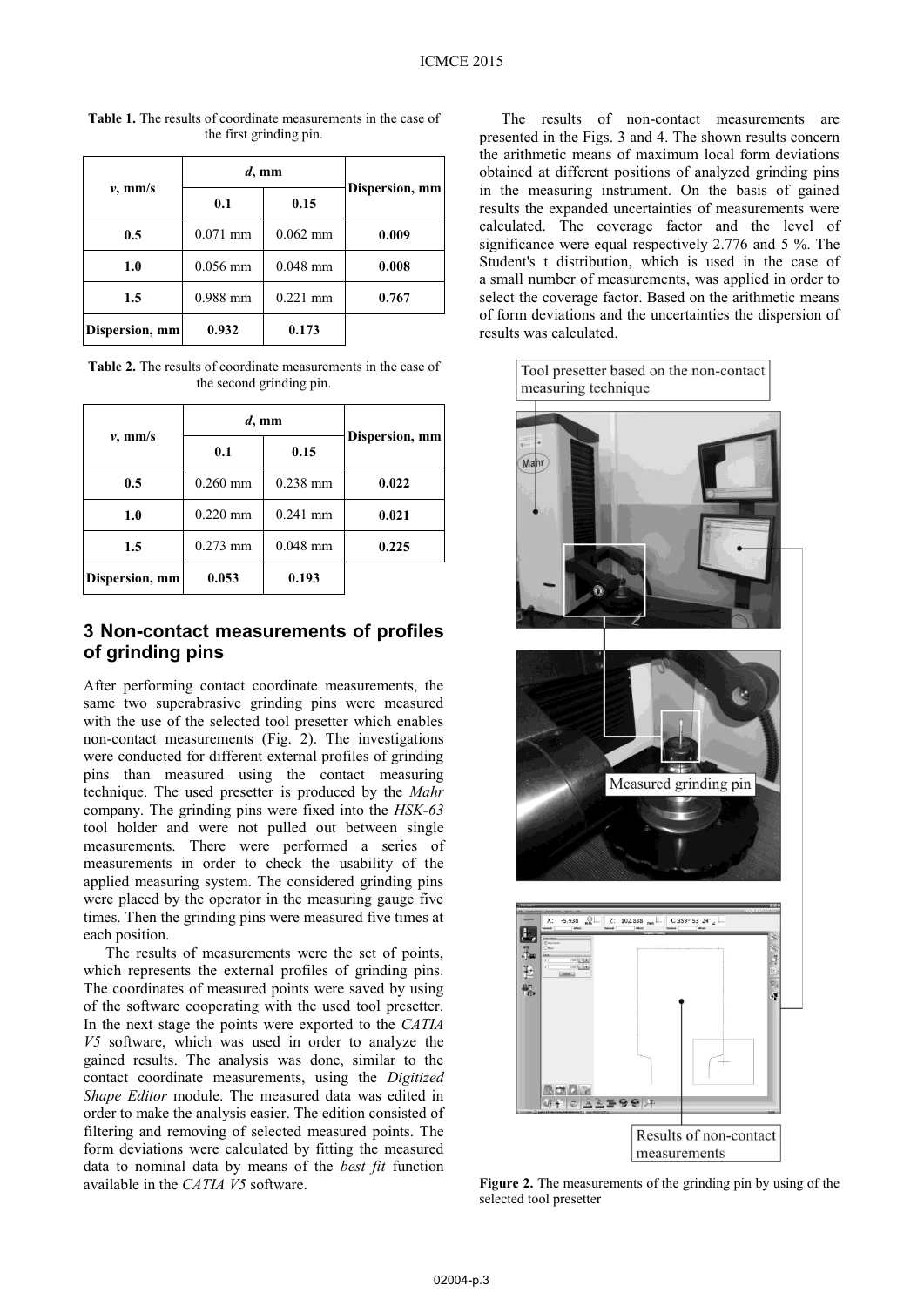**Table 1.** The results of coordinate measurements in the case of the first grinding pin.

| *v*, mm/s | *d*, mm | | Dispersion, mm |
|---|---|---|---|
| | 0.1 | 0.15 | |
| **0.5** | 0.071 mm | 0.062 mm | **0.009** |
| **1.0** | 0.056 mm | 0.048 mm | **0.008** |
| **1.5** | 0.988 mm | 0.221 mm | **0.767** |
| **Dispersion, mm** | **0.932** | **0.173** | |

**Table 2.** The results of coordinate measurements in the case of the second grinding pin.

| *v*, mm/s | *d*, mm | | Dispersion, mm |
|---|---|---|---|
| | 0.1 | 0.15 | |
| **0.5** | 0.260 mm | 0.238 mm | **0.022** |
| **1.0** | 0.220 mm | 0.241 mm | **0.021** |
| **1.5** | 0.273 mm | 0.048 mm | **0.225** |
| **Dispersion, mm** | **0.053** | **0.193** | |

## 3 Non-contact measurements of profiles of grinding pins

After performing contact coordinate measurements, the same two superabrasive grinding pins were measured with the use of the selected tool presetter which enables non-contact measurements (Fig. 2). The investigations were conducted for different external profiles of grinding pins than measured using the contact measuring technique. The used presetter is produced by the *Mahr* company. The grinding pins were fixed into the *HSK-63* tool holder and were not pulled out between single measurements. There were performed a series of measurements in order to check the usability of the applied measuring system. The considered grinding pins were placed by the operator in the measuring gauge five times. Then the grinding pins were measured five times at each position.

The results of measurements were the set of points, which represents the external profiles of grinding pins. The coordinates of measured points were saved by using of the software cooperating with the used tool presetter. In the next stage the points were exported to the *CATIA V5* software, which was used in order to analyze the gained results. The analysis was done, similar to the contact coordinate measurements, using the *Digitized Shape Editor* module. The measured data was edited in order to make the analysis easier. The edition consisted of filtering and removing of selected measured points. The form deviations were calculated by fitting the measured data to nominal data by means of the *best fit* function available in the *CATIA V5* software.

The results of non-contact measurements are presented in the Figs. 3 and 4. The shown results concern the arithmetic means of maximum local form deviations obtained at different positions of analyzed grinding pins in the measuring instrument. On the basis of gained results the expanded uncertainties of measurements were calculated. The coverage factor and the level of significance were equal respectively 2.776 and 5 %. The Student's t distribution, which is used in the case of a small number of measurements, was applied in order to select the coverage factor. Based on the arithmetic means of form deviations and the uncertainties the dispersion of results was calculated.

Tool presetter based on the non-contact measuring technique

Measured grinding pin

Results of non-contact measurements

**Figure 2.** The measurements of the grinding pin by using of the selected tool presetter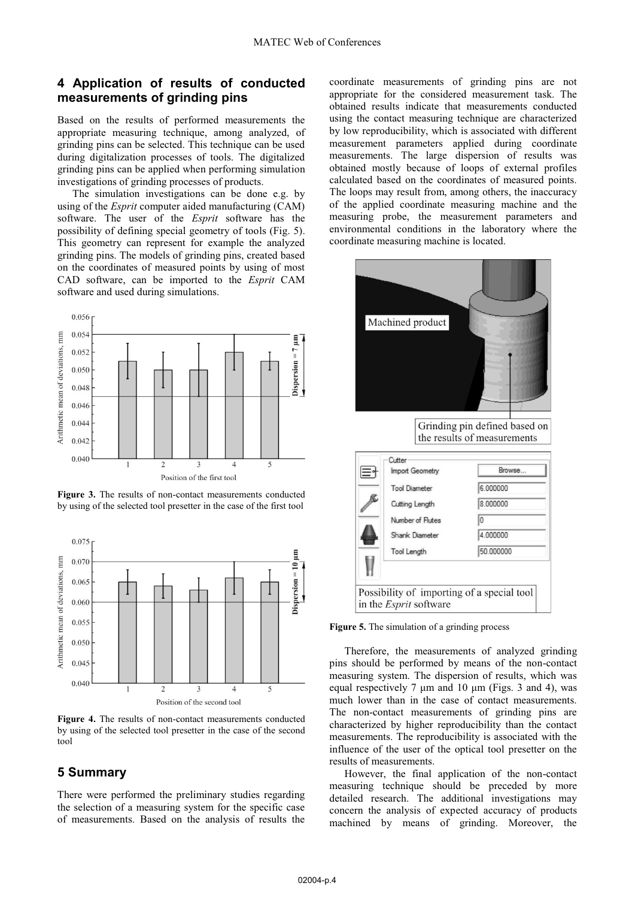## 4 Application of results of conducted measurements of grinding pins

Based on the results of performed measurements the appropriate measuring technique, among analyzed, of grinding pins can be selected. This technique can be used during digitalization processes of tools. The digitalized grinding pins can be applied when performing simulation investigations of grinding processes of products.

The simulation investigations can be done e.g. by using of the *Esprit* computer aided manufacturing (CAM) software. The user of the *Esprit* software has the possibility of defining special geometry of tools (Fig. 5). This geometry can represent for example the analyzed grinding pins. The models of grinding pins, created based on the coordinates of measured points by using of most CAD software, can be imported to the *Esprit* CAM software and used during simulations.

**Figure 3.** The results of non-contact measurements conducted by using of the selected tool presetter in the case of the first tool

**Figure 4.** The results of non-contact measurements conducted by using of the selected tool presetter in the case of the second tool

## 5 Summary

There were performed the preliminary studies regarding the selection of a measuring system for the specific case of measurements. Based on the analysis of results the coordinate measurements of grinding pins are not appropriate for the considered measurement task. The obtained results indicate that measurements conducted using the contact measuring technique are characterized by low reproducibility, which is associated with different measurement parameters applied during coordinate measurements. The large dispersion of results was obtained mostly because of loops of external profiles calculated based on the coordinates of measured points. The loops may result from, among others, the inaccuracy of the applied coordinate measuring machine and the measuring probe, the measurement parameters and environmental conditions in the laboratory where the coordinate measuring machine is located.

**Figure 5.** The simulation of a grinding process

Therefore, the measurements of analyzed grinding pins should be performed by means of the non-contact measuring system. The dispersion of results, which was equal respectively 7 µm and 10 µm (Figs. 3 and 4), was much lower than in the case of contact measurements. The non-contact measurements of grinding pins are characterized by higher reproducibility than the contact measurements. The reproducibility is associated with the influence of the user of the optical tool presetter on the results of measurements.

However, the final application of the non-contact measuring technique should be preceded by more detailed research. The additional investigations may concern the analysis of expected accuracy of products machined by means of grinding. Moreover, the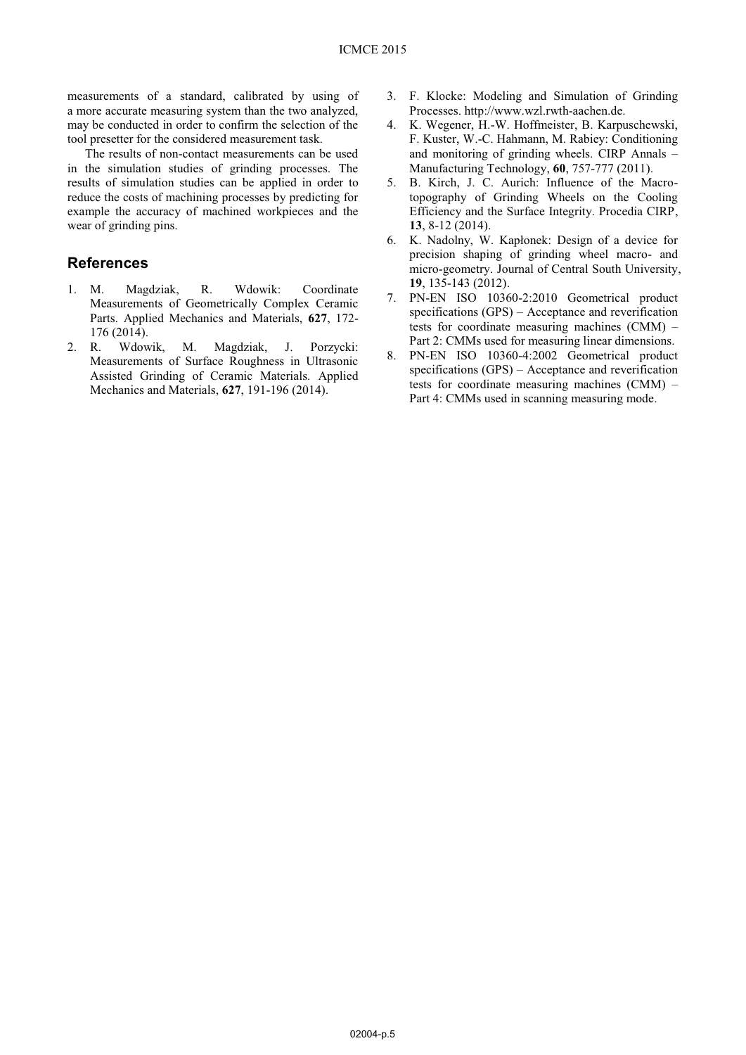measurements of a standard, calibrated by using of a more accurate measuring system than the two analyzed, may be conducted in order to confirm the selection of the tool presetter for the considered measurement task.

The results of non-contact measurements can be used in the simulation studies of grinding processes. The results of simulation studies can be applied in order to reduce the costs of machining processes by predicting for example the accuracy of machined workpieces and the wear of grinding pins.

## References

1. M. Magdziak, R. Wdowik: Coordinate Measurements of Geometrically Complex Ceramic Parts. Applied Mechanics and Materials, **627**, 172-176 (2014).
2. R. Wdowik, M. Magdziak, J. Porzycki: Measurements of Surface Roughness in Ultrasonic Assisted Grinding of Ceramic Materials. Applied Mechanics and Materials, **627**, 191-196 (2014).
3. F. Klocke: Modeling and Simulation of Grinding Processes. http://www.wzl.rwth-aachen.de.
4. K. Wegener, H.-W. Hoffmeister, B. Karpuschewski, F. Kuster, W.-C. Hahmann, M. Rabiey: Conditioning and monitoring of grinding wheels. CIRP Annals – Manufacturing Technology, **60**, 757-777 (2011).
5. B. Kirch, J. C. Aurich: Influence of the Macro-topography of Grinding Wheels on the Cooling Efficiency and the Surface Integrity. Procedia CIRP, **13**, 8-12 (2014).
6. K. Nadolny, W. Kapłonek: Design of a device for precision shaping of grinding wheel macro- and micro-geometry. Journal of Central South University, **19**, 135-143 (2012).
7. PN-EN ISO 10360-2:2010 Geometrical product specifications (GPS) – Acceptance and reverification tests for coordinate measuring machines (CMM) – Part 2: CMMs used for measuring linear dimensions.
8. PN-EN ISO 10360-4:2002 Geometrical product specifications (GPS) – Acceptance and reverification tests for coordinate measuring machines (CMM) – Part 4: CMMs used in scanning measuring mode.